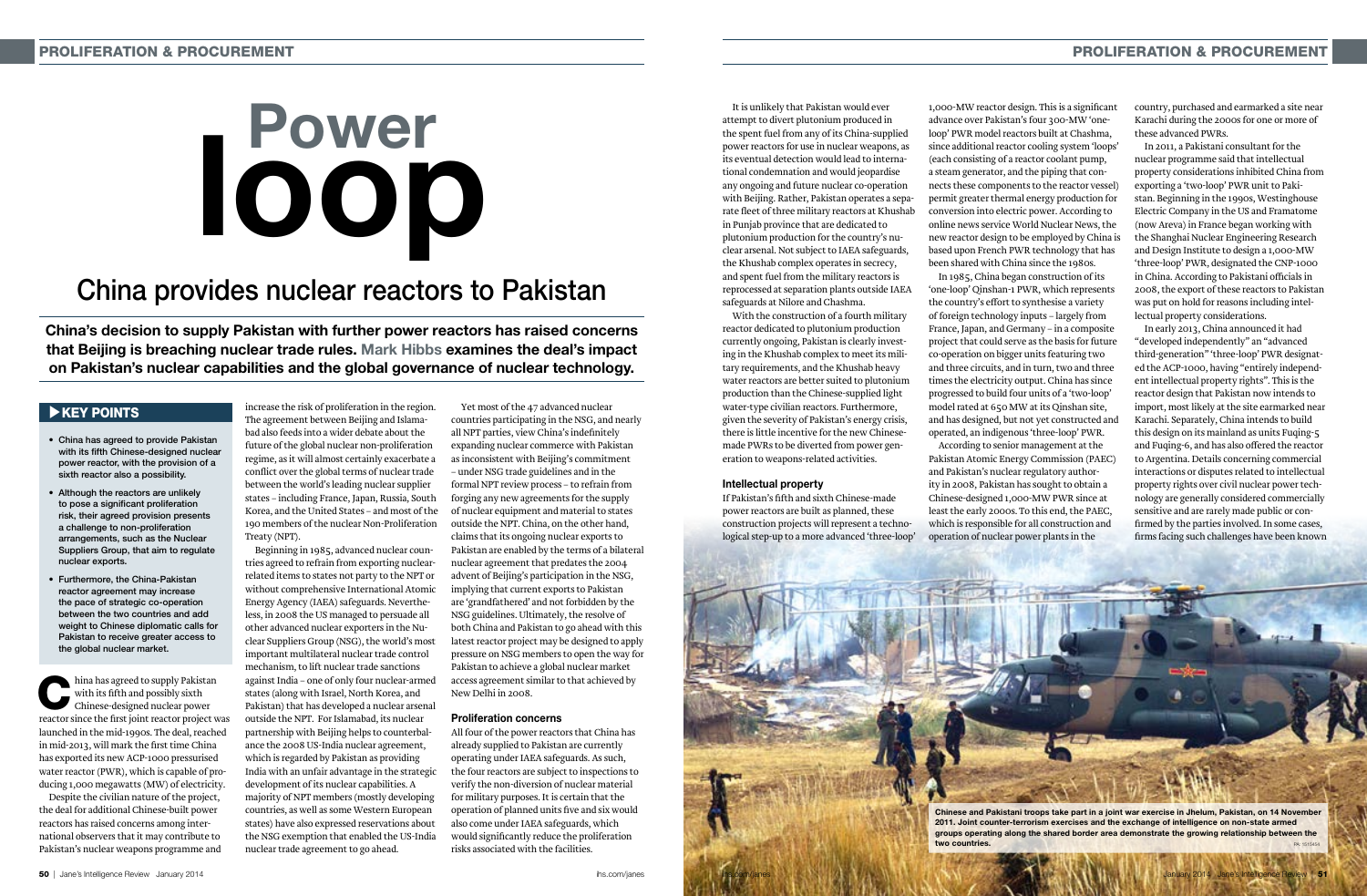# Power loop

## China provides nuclear reactors to Pakistan

**China's decision to supply Pakistan with further power reactors has raised concerns that Beijing is breaching nuclear trade rules. Mark Hibbs examines the deal's impact on Pakistan's nuclear capabilities and the global governance of nuclear technology.**

### KEY POINTS

- China has agreed to provide Pakistan with its fifth Chinese-designed nuclear power reactor, with the provision of a sixth reactor also a possibility.
- Although the reactors are unlikely to pose a significant proliferation risk, their agreed provision presents a challenge to non-proliferation arrangements, such as the Nuclear Suppliers Group, that aim to regulate nuclear exports.
- Furthermore, the China-Pakistan reactor agreement may increase the pace of strategic co-operation between the two countries and add weight to Chinese diplomatic calls for Pakistan to receive greater access to the global nuclear market.

China has agreed to supply Pakistan with its fifth and possibly sixth Chinese-designed nuclear power reactor since the first joint reactor project was launched in the mid-1990s. The deal, reached in mid-2013, will mark the first time China has exported its new ACP-1000 pressurised water reactor (PWR), which is capable of producing 1,000 megawatts (MW) of electricity.

Despite the civilian nature of the project, the deal for additional Chinese-built power reactors has raised concerns among international observers that it may contribute to Pakistan's nuclear weapons programme and increase the risk of proliferation in the region. The agreement between Beijing and Islamabad also feeds into a wider debate about the future of the global nuclear non-proliferation regime, as it will almost certainly exacerbate a conflict over the global terms of nuclear trade between the world's leading nuclear supplier states – including France, Japan, Russia, South Korea, and the United States – and most of the 190 members of the nuclear Non-Proliferation Treaty (NPT).

Beginning in 1985, advanced nuclear countries agreed to refrain from exporting nuclear-related items to states not party to the NPT or without comprehensive International Atomic Energy Agency (IAEA) safeguards. Nevertheless, in 2008 the US managed to persuade all other advanced nuclear exporters in the Nuclear Suppliers Group (NSG), the world's most important multilateral nuclear trade control mechanism, to lift nuclear trade sanctions against India – one of only four nuclear-armed states (along with Israel, North Korea, and Pakistan) that has developed a nuclear arsenal outside the NPT. For Islamabad, its nuclear partnership with Beijing helps to counterbalance the 2008 US-India nuclear agreement, which is regarded by Pakistan as providing India with an unfair advantage in the strategic development of its nuclear capabilities. A majority of NPT members (mostly developing countries, as well as some Western European states) have also expressed reservations about the NSG exemption that enabled the US-India nuclear trade agreement to go ahead.

Yet most of the 47 advanced nuclear countries participating in the NSG, and nearly all NPT parties, view China's indefinitely expanding nuclear commerce with Pakistan as inconsistent with Beijing's commitment – under NSG trade guidelines and in the formal NPT review process – to refrain from forging any new agreements for the supply of nuclear equipment and material to states outside the NPT. China, on the other hand, claims that its ongoing nuclear exports to Pakistan are enabled by the terms of a bilateral nuclear agreement that predates the 2004 advent of Beijing's participation in the NSG, implying that current exports to Pakistan are 'grandfathered' and not forbidden by the NSG guidelines. Ultimately, the resolve of both China and Pakistan to go ahead with this latest reactor project may be designed to apply pressure on NSG members to open the way for Pakistan to achieve a global nuclear market access agreement similar to that achieved by New Delhi in 2008.

### Proliferation concerns

All four of the power reactors that China has already supplied to Pakistan are currently operating under IAEA safeguards. As such, the four reactors are subject to inspections to verify the non-diversion of nuclear material for military purposes. It is certain that the operation of planned units five and six would also come under IAEA safeguards, which would significantly reduce the proliferation risks associated with the facilities.

It is unlikely that Pakistan would ever attempt to divert plutonium produced in the spent fuel from any of its China-supplied power reactors for use in nuclear weapons, as its eventual detection would lead to international condemnation and would jeopardise any ongoing and future nuclear co-operation with Beijing. Rather, Pakistan operates a separate fleet of three military reactors at Khushab in Punjab province that are dedicated to plutonium production for the country's nuclear arsenal. Not subject to IAEA safeguards, the Khushab complex operates in secrecy, and spent fuel from the military reactors is reprocessed at separation plants outside IAEA safeguards at Nilore and Chashma.

With the construction of a fourth military reactor dedicated to plutonium production currently ongoing, Pakistan is clearly investing in the Khushab complex to meet its military requirements, and the Khushab heavy water reactors are better suited to plutonium production than the Chinese-supplied light water-type civilian reactors. Furthermore, given the severity of Pakistan's energy crisis, there is little incentive for the new Chinese-made PWRs to be diverted from power generation to weapons-related activities.

### Intellectual property

If Pakistan's fifth and sixth Chinese-made power reactors are built as planned, these construction projects will represent a technological step-up to a more advanced 'three-loop' 1,000-MW reactor design. This is a significant advance over Pakistan's four 300-MW 'one-loop' PWR model reactors built at Chashma, since additional reactor cooling system 'loops' (each consisting of a reactor coolant pump, a steam generator, and the piping that connects these components to the reactor vessel) permit greater thermal energy production for conversion into electric power. According to online news service World Nuclear News, the new reactor design to be employed by China is based upon French PWR technology that has been shared with China since the 1980s.

In 1985, China began construction of its 'one-loop' Qinshan-1 PWR, which represents the country's effort to synthesise a variety of foreign technology inputs – largely from France, Japan, and Germany – in a composite project that could serve as the basis for future co-operation on bigger units featuring two and three circuits, and in turn, two and three times the electricity output. China has since progressed to build four units of a 'two-loop' model rated at 650 MW at its Qinshan site, and has designed, but not yet constructed and operated, an indigenous 'three-loop' PWR.

According to senior management at the Pakistan Atomic Energy Commission (PAEC) and Pakistan's nuclear regulatory authority in 2008, Pakistan has sought to obtain a Chinese-designed 1,000-MW PWR since at least the early 2000s. To this end, the PAEC, which is responsible for all construction and operation of nuclear power plants in the country, purchased and earmarked a site near Karachi during the 2000s for one or more of these advanced PWRs.

In 2011, a Pakistani consultant for the nuclear programme said that intellectual property considerations inhibited China from exporting a 'two-loop' PWR unit to Pakistan. Beginning in the 1990s, Westinghouse Electric Company in the US and Framatome (now Areva) in France began working with the Shanghai Nuclear Engineering Research and Design Institute to design a 1,000-MW 'three-loop' PWR, designated the CNP-1000 in China. According to Pakistani officials in 2008, the export of these reactors to Pakistan was put on hold for reasons including intellectual property considerations.

In early 2013, China announced it had "developed independently" an "advanced third-generation" 'three-loop' PWR designated the ACP-1000, having "entirely independent intellectual property rights". This is the reactor design that Pakistan now intends to import, most likely at the site earmarked near Karachi. Separately, China intends to build this design on its mainland as units Fuqing-5 and Fuqing-6, and has also offered the reactor to Argentina. Details concerning commercial interactions or disputes related to intellectual property rights over civil nuclear power technology are generally considered commercially sensitive and are rarely made public or confirmed by the parties involved. In some cases, firms facing such challenges have been known

**Chinese and Pakistani troops take part in a joint war exercise in Jhelum, Pakistan, on 14 November 2011. Joint counter-terrorism exercises and the exchange of intelligence on non-state armed groups operating along the shared border area demonstrate the growing relationship between the two countries.**

PA: 1515454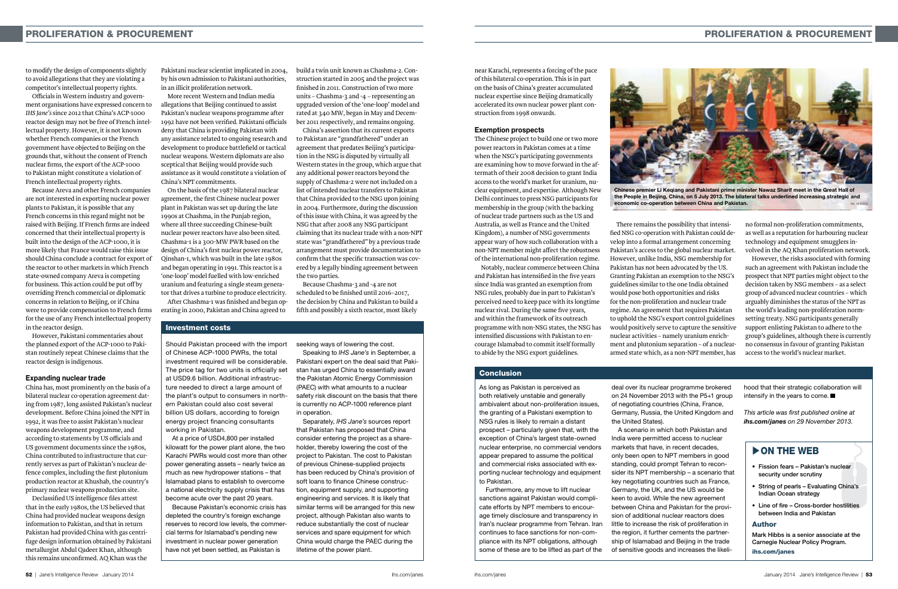to modify the design of components slightly to avoid allegations that they are violating a competitor's intellectual property rights.

Officials in Western industry and government organisations have expressed concern to *IHS Jane's* since 2012 that China's ACP-1000 reactor design may not be free of French intellectual property. However, it is not known whether French companies or the French government have objected to Beijing on the grounds that, without the consent of French nuclear firms, the export of the ACP-1000 to Pakistan might constitute a violation of French intellectual property rights.

Because Areva and other French companies are not interested in exporting nuclear power plants to Pakistan, it is possible that any French concerns in this regard might not be raised with Beijing. If French firms are indeed concerned that their intellectual property is built into the design of the ACP-1000, it is more likely that France would raise this issue should China conclude a contract for export of the reactor to other markets in which French state-owned company Areva is competing for business. This action could be put off by overriding French commercial or diplomatic concerns in relation to Beijing, or if China were to provide compensation to French firms for the use of any French intellectual property in the reactor design.

However, Pakistani commentaries about the planned export of the ACP-1000 to Pakistan routinely repeat Chinese claims that the reactor design is indigenous.

### Expanding nuclear trade

China has, most prominently on the basis of a bilateral nuclear co-operation agreement dating from 1987, long assisted Pakistan's nuclear development. Before China joined the NPT in 1992, it was free to assist Pakistan's nuclear weapons development programme, and according to statements by US officials and US government documents since the 1980s, China contributed to infrastructure that currently serves as part of Pakistan's nuclear defence complex, including the first plutonium production reactor at Khushab, the country's primary nuclear weapons production site.

Declassified US intelligence files attest that in the early 1980s, the US believed that China had provided nuclear weapons design information to Pakistan, and that in return Pakistan had provided China with gas centrifuge design information obtained by Pakistani metallurgist Abdul Qadeer Khan, although this remains unconfirmed. AQ Khan was the Pakistani nuclear scientist implicated in 2004, by his own admission to Pakistani authorities, in an illicit proliferation network.

More recent Western and Indian media allegations that Beijing continued to assist Pakistan's nuclear weapons programme after 1992 have not been verified. Pakistani officials deny that China is providing Pakistan with any assistance related to ongoing research and development to produce battlefield or tactical nuclear weapons. Western diplomats are also sceptical that Beijing would provide such assistance as it would constitute a violation of China's NPT commitments.

On the basis of the 1987 bilateral nuclear agreement, the first Chinese nuclear power plant in Pakistan was set up during the late 1990s at Chashma, in the Punjab region, where all three succeeding Chinese-built nuclear power reactors have also been sited. Chashma-1 is a 300-MW PWR based on the design of China's first nuclear power reactor, Qinshan-1, which was built in the late 1980s and began operating in 1991. This reactor is a 'one-loop' model fuelled with low-enriched uranium and featuring a single steam generator that drives a turbine to produce electricity.

After Chashma-1 was finished and began operating in 2000, Pakistan and China agreed to build a twin unit known as Chashma-2. Construction started in 2005 and the project was finished in 2011. Construction of two more units – Chashma-3 and -4 – representing an upgraded version of the 'one-loop' model and rated at 340 MW, began in May and December 2011 respectively, and remains ongoing.

China's assertion that its current exports to Pakistan are "grandfathered" under an agreement that predates Beijing's participation in the NSG is disputed by virtually all Western states in the group, which argue that any additional power reactors beyond the supply of Chashma-2 were not included on a list of intended nuclear transfers to Pakistan that China provided to the NSG upon joining in 2004. Furthermore, during the discussion of this issue with China, it was agreed by the NSG that after 2008 any NSG participant claiming that its nuclear trade with a non-NPT state was "grandfathered" by a previous trade arrangement must provide documentation to confirm that the specific transaction was covered by a legally binding agreement between the two parties.

Because Chashma-3 and -4 are not scheduled to be finished until 2016–2017, the decision by China and Pakistan to build a fifth and possibly a sixth reactor, most likely near Karachi, represents a forcing of the pace of this bilateral co-operation. This is in part on the basis of China's greater accumulated nuclear expertise since Beijing dramatically accelerated its own nuclear power plant construction from 1998 onwards.

## Investment costs

Should Pakistan proceed with the import of Chinese ACP-1000 PWRs, the total investment required will be considerable. The price tag for two units is officially set at USD9.6 billion. Additional infrastructure needed to direct a large amount of the plant's output to consumers in northern Pakistan could also cost several billion US dollars, according to foreign energy project financing consultants working in Pakistan.

At a price of USD4,800 per installed kilowatt for the power plant alone, the two Karachi PWRs would cost more than other power generating assets – nearly twice as much as new hydropower stations – that Islamabad plans to establish to overcome a national electricity supply crisis that has become acute over the past 20 years.

Because Pakistan's economic crisis has depleted the country's foreign exchange reserves to record low levels, the commercial terms for Islamabad's pending new investment in nuclear power generation have not yet been settled, as Pakistan is seeking ways of lowering the cost.

Speaking to *IHS Jane's* in September, a Pakistani expert on the deal said that Pakistan has urged China to essentially award the Pakistan Atomic Energy Commission (PAEC) with what amounts to a nuclear safety risk discount on the basis that there is currently no ACP-1000 reference plant in operation.

Separately, *IHS Jane's* sources report that Pakistan has proposed that China consider entering the project as a shareholder, thereby lowering the cost of the project to Pakistan. The cost to Pakistan of previous Chinese-supplied projects has been reduced by China's provision of soft loans to finance Chinese construction, equipment supply, and supporting engineering and services. It is likely that similar terms will be arranged for this new project, although Pakistan also wants to reduce substantially the cost of nuclear services and spare equipment for which China would charge the PAEC during the lifetime of the power plant.

### Exemption prospects

The Chinese project to build one or two more power reactors in Pakistan comes at a time when the NSG's participating governments are examining how to move forward in the aftermath of their 2008 decision to grant India access to the world's market for uranium, nuclear equipment, and expertise. Although New Delhi continues to press NSG participants for membership in the group (with the backing of nuclear trade partners such as the US and Australia, as well as France and the United Kingdom), a number of NSG governments appear wary of how such collaboration with a non-NPT member might affect the robustness of the international non-proliferation regime.

Notably, nuclear commerce between China and Pakistan has intensified in the five years since India was granted an exemption from NSG rules, probably due in part to Pakistan's perceived need to keep pace with its longtime nuclear rival. During the same five years, and within the framework of its outreach programme with non-NSG states, the NSG has intensified discussions with Pakistan to encourage Islamabad to commit itself formally to abide by the NSG export guidelines.

Chinese premier Li Keqiang and Pakistani prime minister Nawaz Sharif meet in the Great Hall of the People in Beijing, China, on 5 July 2013. The bilateral talks underlined increasing strategic and economic co-operation between China and Pakistan.

There remains the possibility that intensified NSG co-operation with Pakistan could develop into a formal arrangement concerning Pakistan's access to the global nuclear market. However, unlike India, NSG membership for Pakistan has not been advocated by the US. Granting Pakistan an exemption to the NSG's guidelines similar to the one India obtained would pose both opportunities and risks for the non-proliferation and nuclear trade regime. An agreement that requires Pakistan to uphold the NSG's export control guidelines would positively serve to capture the sensitive nuclear activities – namely uranium enrichment and plutonium separation – of a nuclear-armed state which, as a non-NPT member, has no formal non-proliferation commitments, as well as a reputation for harbouring nuclear technology and equipment smugglers involved in the AQ Khan proliferation network.

However, the risks associated with forming such an agreement with Pakistan include the prospect that NPT parties might object to the decision taken by NSG members – as a select group of advanced nuclear countries – which arguably diminishes the status of the NPT as the world's leading non-proliferation norm-setting treaty. NSG participants generally support enlisting Pakistan to adhere to the group's guidelines, although there is currently no consensus in favour of granting Pakistan access to the world's nuclear market.

## Conclusion

As long as Pakistan is perceived as both relatively unstable and generally ambivalent about non-proliferation issues, the granting of a Pakistani exemption to NSG rules is likely to remain a distant prospect – particularly given that, with the exception of China's largest state-owned nuclear enterprise, no commercial vendors appear prepared to assume the political and commercial risks associated with exporting nuclear technology and equipment to Pakistan.

Furthermore, any move to lift nuclear sanctions against Pakistan would complicate efforts by NPT members to encourage timely disclosure and transparency in Iran's nuclear programme from Tehran. Iran continues to face sanctions for non-compliance with its NPT obligations, although some of these are to be lifted as part of the deal over its nuclear programme brokered on 24 November 2013 with the P5+1 group of negotiating countries (China, France, Germany, Russia, the United Kingdom and the United States).

A scenario in which both Pakistan and India were permitted access to nuclear markets that have, in recent decades, only been open to NPT members in good standing, could prompt Tehran to reconsider its NPT membership – a scenario that key negotiating countries such as France, Germany, the UK, and the US would be keen to avoid. While the new agreement between China and Pakistan for the provision of additional nuclear reactors does little to increase the risk of proliferation in the region, it further cements the partnership of Islamabad and Beijing in the trade of sensitive goods and increases the likelihood that their strategic collaboration will intensify in the years to come. ■

*This article was first published online at **ihs.com/janes** on 29 November 2013.*

### ON THE WEB

- Fission fears – Pakistan's nuclear security under scrutiny
- String of pearls – Evaluating China's Indian Ocean strategy
- Line of fire – Cross-border hostilities between India and Pakistan

### Author

**Mark Hibbs is a senior associate at the Carnegie Nuclear Policy Program.**

**ihs.com/janes**